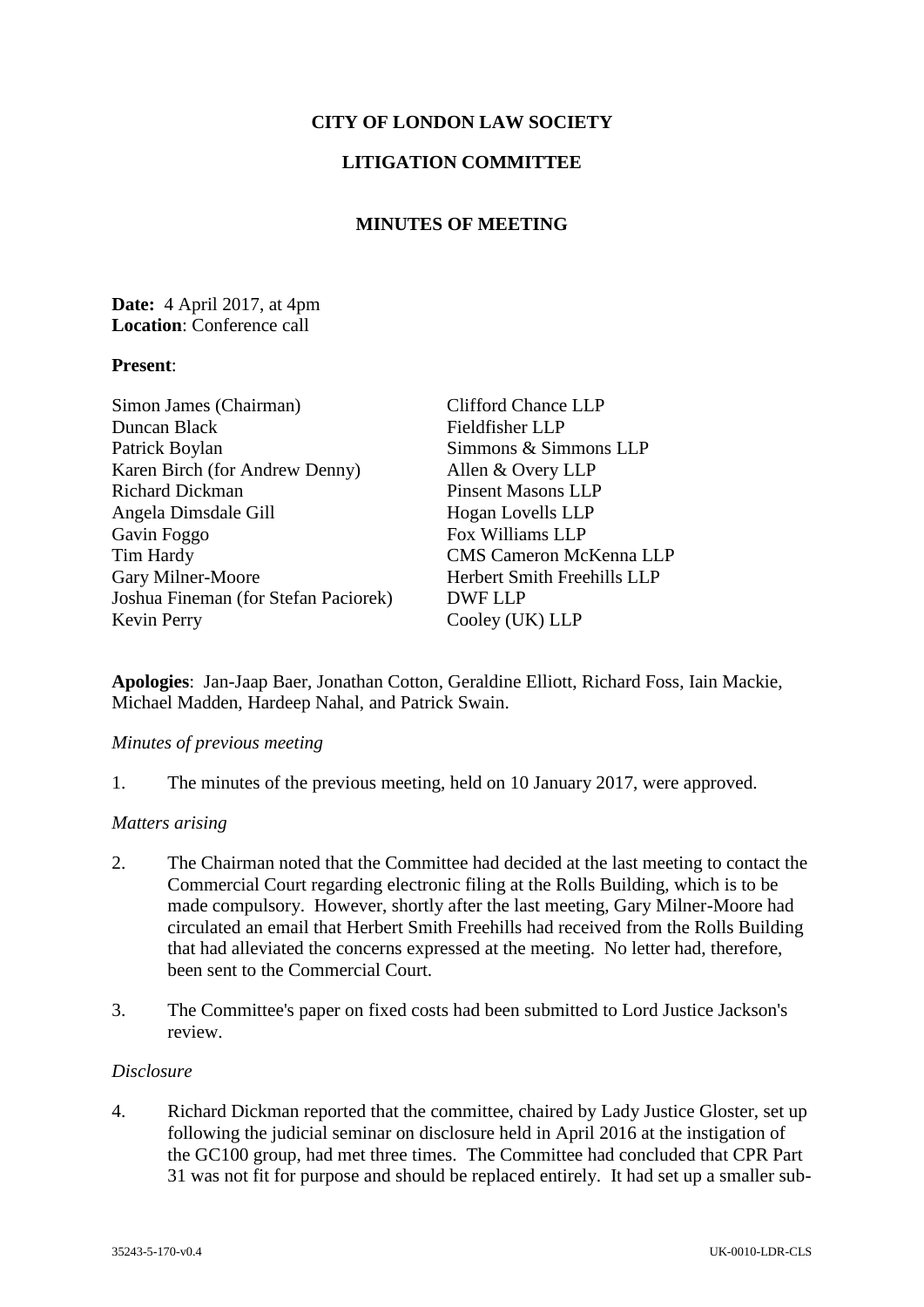**CITY OF LONDON LAW SOCIETY**

**LITIGATION COMMITTEE**

**MINUTES OF MEETING**

**Date:** 4 April 2017, at 4pm
**Location**: Conference call

**Present**:

| | |
|---|---|
| Simon James (Chairman) | Clifford Chance LLP |
| Duncan Black | Fieldfisher LLP |
| Patrick Boylan | Simmons & Simmons LLP |
| Karen Birch (for Andrew Denny) | Allen & Overy LLP |
| Richard Dickman | Pinsent Masons LLP |
| Angela Dimsdale Gill | Hogan Lovells LLP |
| Gavin Foggo | Fox Williams LLP |
| Tim Hardy | CMS Cameron McKenna LLP |
| Gary Milner-Moore | Herbert Smith Freehills LLP |
| Joshua Fineman (for Stefan Paciorek) | DWF LLP |
| Kevin Perry | Cooley (UK) LLP |

**Apologies**: Jan-Jaap Baer, Jonathan Cotton, Geraldine Elliott, Richard Foss, Iain Mackie, Michael Madden, Hardeep Nahal, and Patrick Swain.

*Minutes of previous meeting*

1. The minutes of the previous meeting, held on 10 January 2017, were approved.

*Matters arising*

2. The Chairman noted that the Committee had decided at the last meeting to contact the Commercial Court regarding electronic filing at the Rolls Building, which is to be made compulsory. However, shortly after the last meeting, Gary Milner-Moore had circulated an email that Herbert Smith Freehills had received from the Rolls Building that had alleviated the concerns expressed at the meeting. No letter had, therefore, been sent to the Commercial Court.

3. The Committee's paper on fixed costs had been submitted to Lord Justice Jackson's review.

*Disclosure*

4. Richard Dickman reported that the committee, chaired by Lady Justice Gloster, set up following the judicial seminar on disclosure held in April 2016 at the instigation of the GC100 group, had met three times. The Committee had concluded that CPR Part 31 was not fit for purpose and should be replaced entirely. It had set up a smaller sub-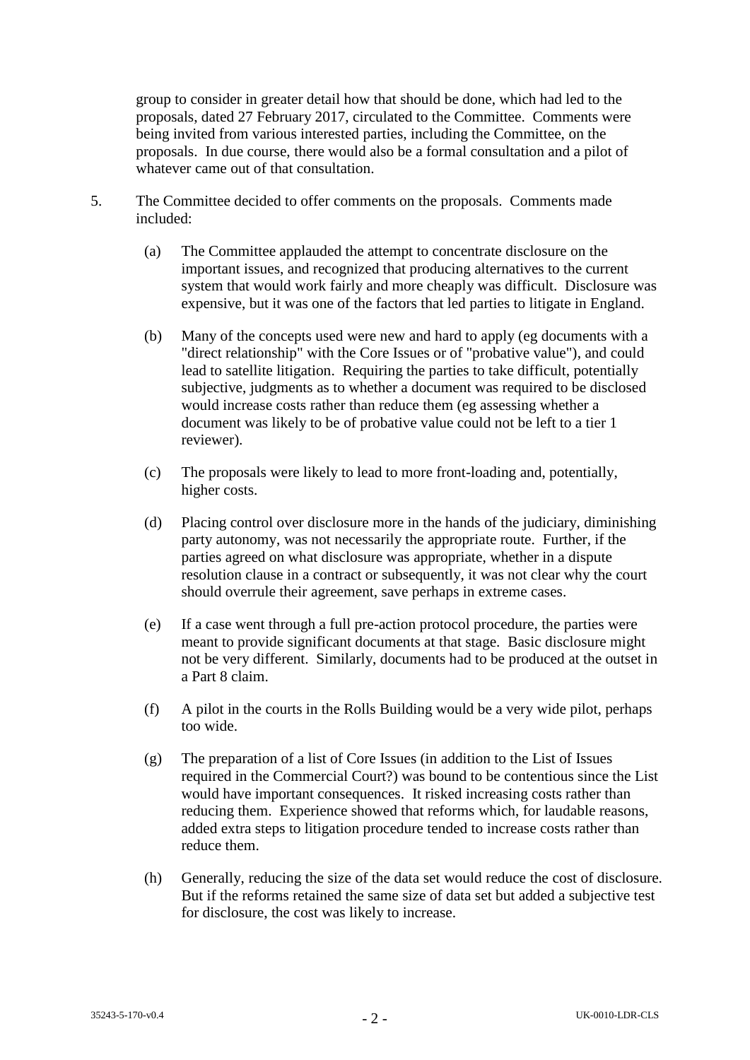group to consider in greater detail how that should be done, which had led to the proposals, dated 27 February 2017, circulated to the Committee. Comments were being invited from various interested parties, including the Committee, on the proposals. In due course, there would also be a formal consultation and a pilot of whatever came out of that consultation.

5. The Committee decided to offer comments on the proposals. Comments made included:

   (a) The Committee applauded the attempt to concentrate disclosure on the important issues, and recognized that producing alternatives to the current system that would work fairly and more cheaply was difficult. Disclosure was expensive, but it was one of the factors that led parties to litigate in England.

   (b) Many of the concepts used were new and hard to apply (eg documents with a "direct relationship" with the Core Issues or of "probative value"), and could lead to satellite litigation. Requiring the parties to take difficult, potentially subjective, judgments as to whether a document was required to be disclosed would increase costs rather than reduce them (eg assessing whether a document was likely to be of probative value could not be left to a tier 1 reviewer).

   (c) The proposals were likely to lead to more front-loading and, potentially, higher costs.

   (d) Placing control over disclosure more in the hands of the judiciary, diminishing party autonomy, was not necessarily the appropriate route. Further, if the parties agreed on what disclosure was appropriate, whether in a dispute resolution clause in a contract or subsequently, it was not clear why the court should overrule their agreement, save perhaps in extreme cases.

   (e) If a case went through a full pre-action protocol procedure, the parties were meant to provide significant documents at that stage. Basic disclosure might not be very different. Similarly, documents had to be produced at the outset in a Part 8 claim.

   (f) A pilot in the courts in the Rolls Building would be a very wide pilot, perhaps too wide.

   (g) The preparation of a list of Core Issues (in addition to the List of Issues required in the Commercial Court?) was bound to be contentious since the List would have important consequences. It risked increasing costs rather than reducing them. Experience showed that reforms which, for laudable reasons, added extra steps to litigation procedure tended to increase costs rather than reduce them.

   (h) Generally, reducing the size of the data set would reduce the cost of disclosure. But if the reforms retained the same size of data set but added a subjective test for disclosure, the cost was likely to increase.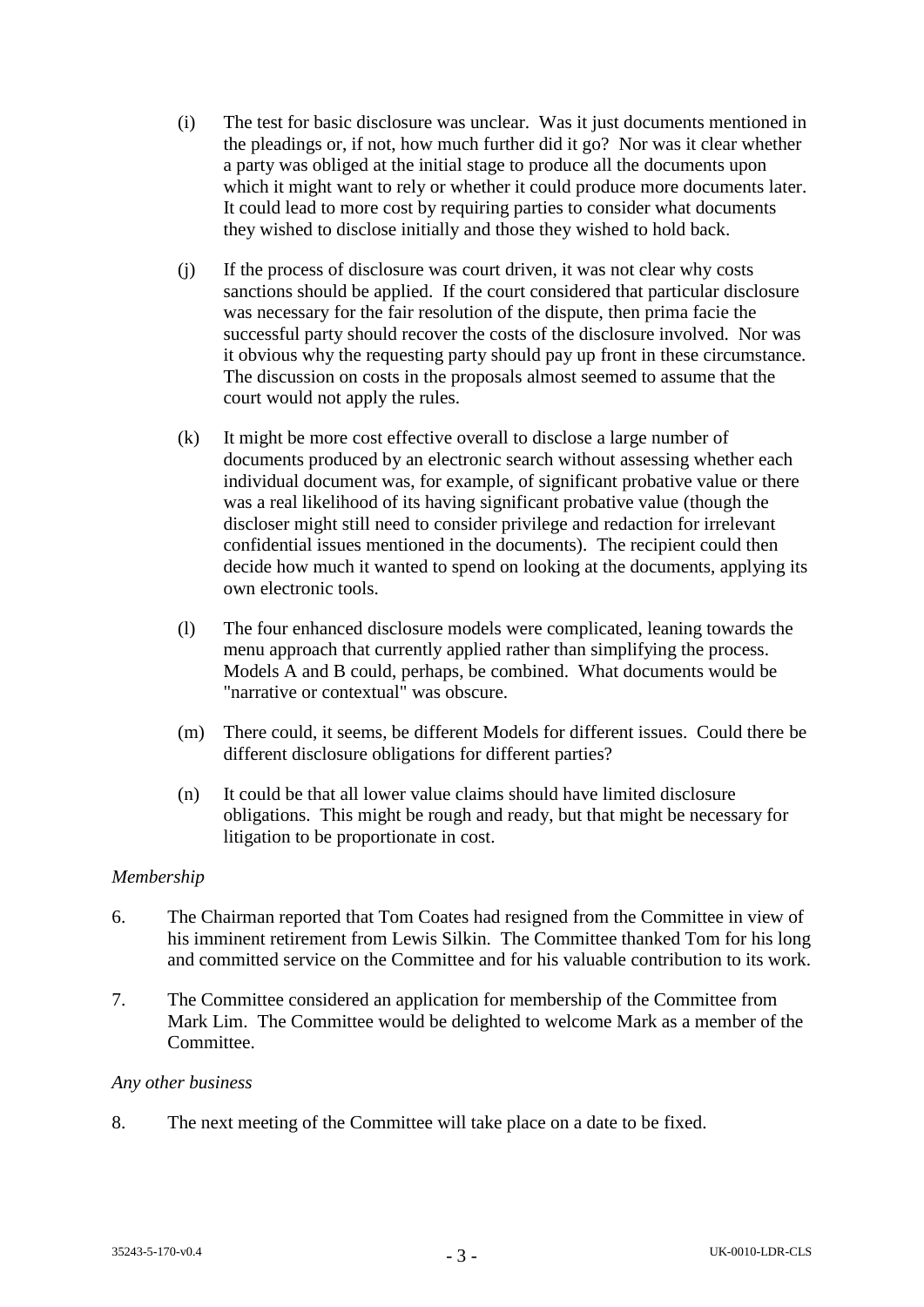(i) The test for basic disclosure was unclear. Was it just documents mentioned in the pleadings or, if not, how much further did it go? Nor was it clear whether a party was obliged at the initial stage to produce all the documents upon which it might want to rely or whether it could produce more documents later. It could lead to more cost by requiring parties to consider what documents they wished to disclose initially and those they wished to hold back.

(j) If the process of disclosure was court driven, it was not clear why costs sanctions should be applied. If the court considered that particular disclosure was necessary for the fair resolution of the dispute, then prima facie the successful party should recover the costs of the disclosure involved. Nor was it obvious why the requesting party should pay up front in these circumstance. The discussion on costs in the proposals almost seemed to assume that the court would not apply the rules.

(k) It might be more cost effective overall to disclose a large number of documents produced by an electronic search without assessing whether each individual document was, for example, of significant probative value or there was a real likelihood of its having significant probative value (though the discloser might still need to consider privilege and redaction for irrelevant confidential issues mentioned in the documents). The recipient could then decide how much it wanted to spend on looking at the documents, applying its own electronic tools.

(l) The four enhanced disclosure models were complicated, leaning towards the menu approach that currently applied rather than simplifying the process. Models A and B could, perhaps, be combined. What documents would be "narrative or contextual" was obscure.

(m) There could, it seems, be different Models for different issues. Could there be different disclosure obligations for different parties?

(n) It could be that all lower value claims should have limited disclosure obligations. This might be rough and ready, but that might be necessary for litigation to be proportionate in cost.

*Membership*

6. The Chairman reported that Tom Coates had resigned from the Committee in view of his imminent retirement from Lewis Silkin. The Committee thanked Tom for his long and committed service on the Committee and for his valuable contribution to its work.

7. The Committee considered an application for membership of the Committee from Mark Lim. The Committee would be delighted to welcome Mark as a member of the Committee.

*Any other business*

8. The next meeting of the Committee will take place on a date to be fixed.